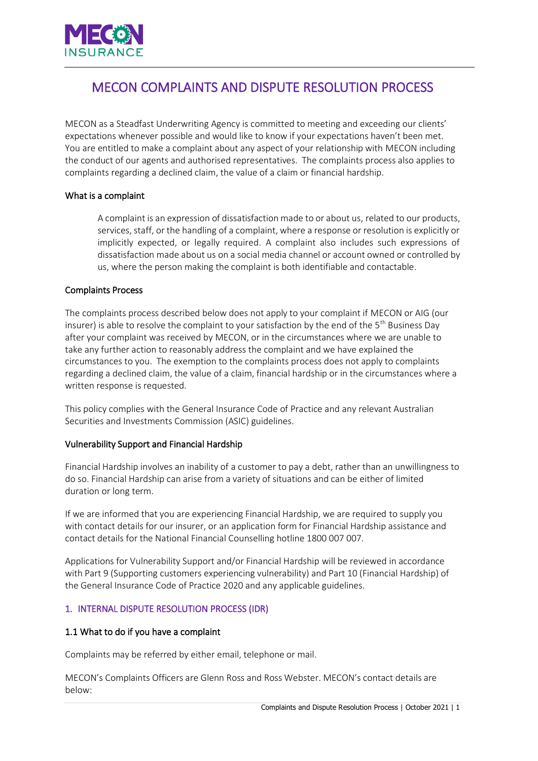# MECON COMPLAINTS AND DISPUTE RESOLUTION PROCESS

MECON as a Steadfast Underwriting Agency is committed to meeting and exceeding our clients' expectations whenever possible and would like to know if your expectations haven't been met. You are entitled to make a complaint about any aspect of your relationship with MECON including the conduct of our agents and authorised representatives. The complaints process also applies to complaints regarding a declined claim, the value of a claim or financial hardship.

### What is a complaint

> A complaint is an expression of dissatisfaction made to or about us, related to our products, services, staff, or the handling of a complaint, where a response or resolution is explicitly or implicitly expected, or legally required. A complaint also includes such expressions of dissatisfaction made about us on a social media channel or account owned or controlled by us, where the person making the complaint is both identifiable and contactable.

### Complaints Process

The complaints process described below does not apply to your complaint if MECON or AIG (our insurer) is able to resolve the complaint to your satisfaction by the end of the 5th Business Day after your complaint was received by MECON, or in the circumstances where we are unable to take any further action to reasonably address the complaint and we have explained the circumstances to you. The exemption to the complaints process does not apply to complaints regarding a declined claim, the value of a claim, financial hardship or in the circumstances where a written response is requested.

This policy complies with the General Insurance Code of Practice and any relevant Australian Securities and Investments Commission (ASIC) guidelines.

### Vulnerability Support and Financial Hardship

Financial Hardship involves an inability of a customer to pay a debt, rather than an unwillingness to do so. Financial Hardship can arise from a variety of situations and can be either of limited duration or long term.

If we are informed that you are experiencing Financial Hardship, we are required to supply you with contact details for our insurer, or an application form for Financial Hardship assistance and contact details for the National Financial Counselling hotline 1800 007 007.

Applications for Vulnerability Support and/or Financial Hardship will be reviewed in accordance with Part 9 (Supporting customers experiencing vulnerability) and Part 10 (Financial Hardship) of the General Insurance Code of Practice 2020 and any applicable guidelines.

## 1. INTERNAL DISPUTE RESOLUTION PROCESS (IDR)

### 1.1 What to do if you have a complaint

Complaints may be referred by either email, telephone or mail.

MECON's Complaints Officers are Glenn Ross and Ross Webster. MECON's contact details are below: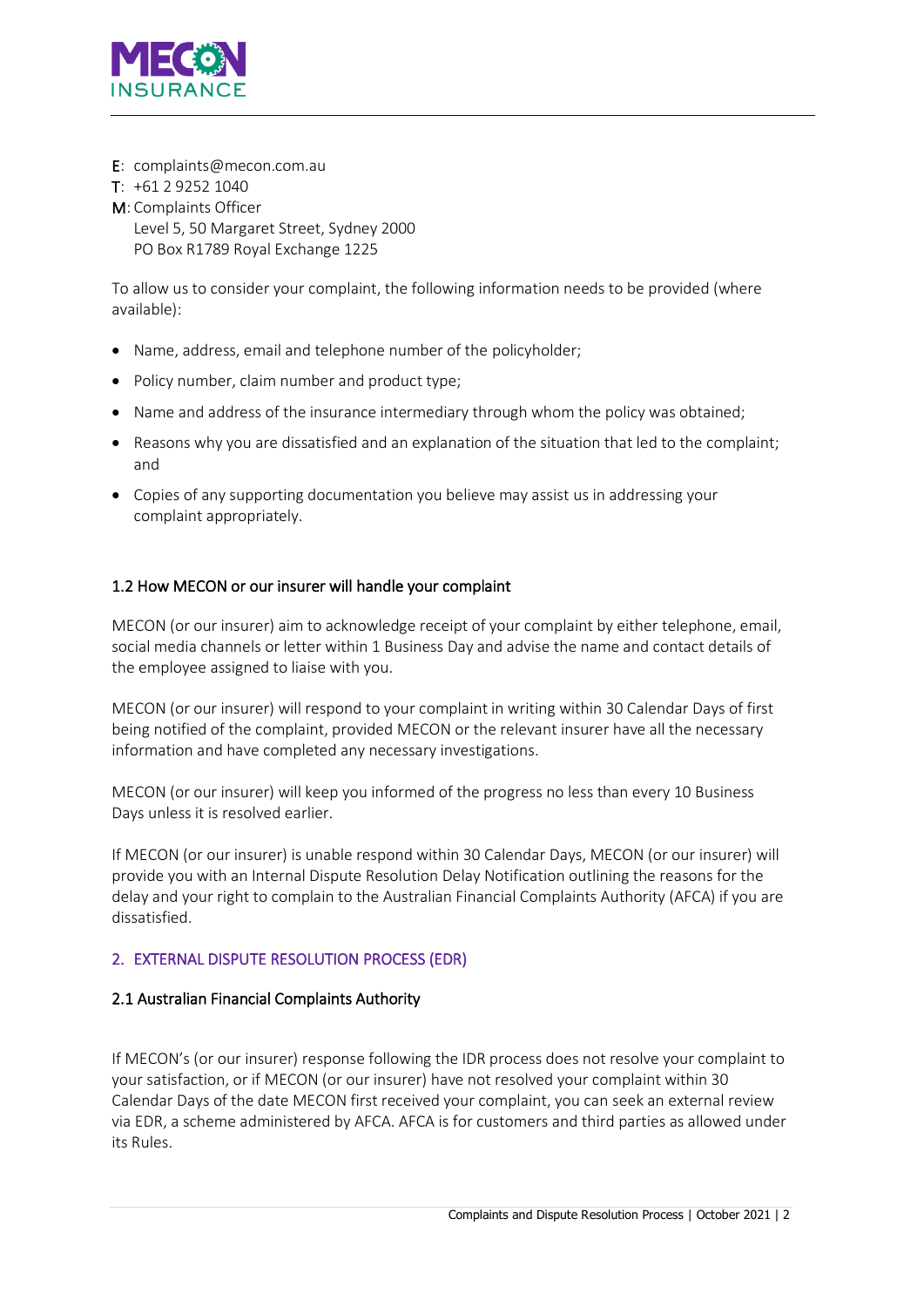**E**: complaints@mecon.com.au
**T**: +61 2 9252 1040
**M**: Complaints Officer
Level 5, 50 Margaret Street, Sydney 2000
PO Box R1789 Royal Exchange 1225

To allow us to consider your complaint, the following information needs to be provided (where available):

- Name, address, email and telephone number of the policyholder;
- Policy number, claim number and product type;
- Name and address of the insurance intermediary through whom the policy was obtained;
- Reasons why you are dissatisfied and an explanation of the situation that led to the complaint; and
- Copies of any supporting documentation you believe may assist us in addressing your complaint appropriately.

### 1.2 How MECON or our insurer will handle your complaint

MECON (or our insurer) aim to acknowledge receipt of your complaint by either telephone, email, social media channels or letter within 1 Business Day and advise the name and contact details of the employee assigned to liaise with you.

MECON (or our insurer) will respond to your complaint in writing within 30 Calendar Days of first being notified of the complaint, provided MECON or the relevant insurer have all the necessary information and have completed any necessary investigations.

MECON (or our insurer) will keep you informed of the progress no less than every 10 Business Days unless it is resolved earlier.

If MECON (or our insurer) is unable respond within 30 Calendar Days, MECON (or our insurer) will provide you with an Internal Dispute Resolution Delay Notification outlining the reasons for the delay and your right to complain to the Australian Financial Complaints Authority (AFCA) if you are dissatisfied.

## 2. EXTERNAL DISPUTE RESOLUTION PROCESS (EDR)

### 2.1 Australian Financial Complaints Authority

If MECON's (or our insurer) response following the IDR process does not resolve your complaint to your satisfaction, or if MECON (or our insurer) have not resolved your complaint within 30 Calendar Days of the date MECON first received your complaint, you can seek an external review via EDR, a scheme administered by AFCA. AFCA is for customers and third parties as allowed under its Rules.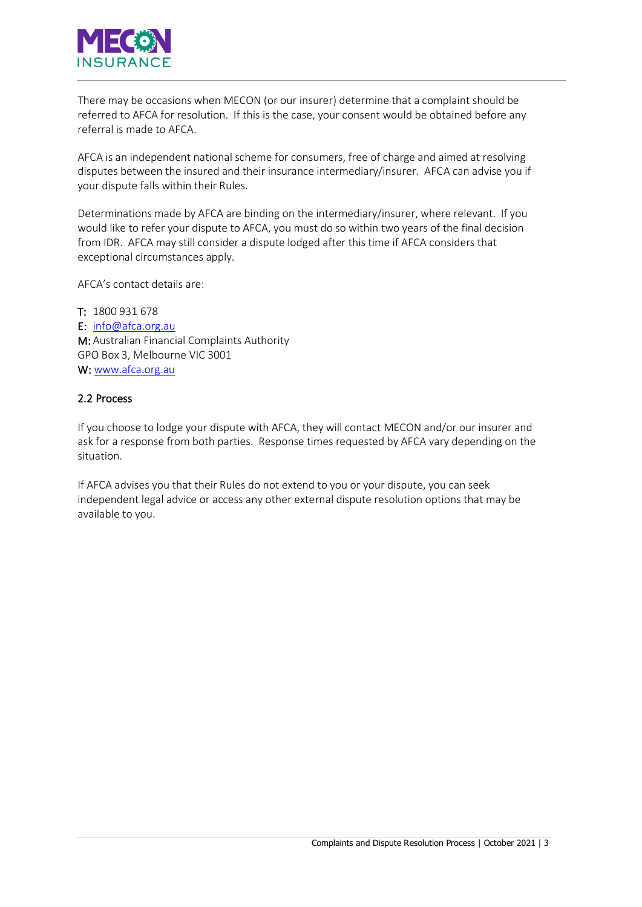There may be occasions when MECON (or our insurer) determine that a complaint should be referred to AFCA for resolution. If this is the case, your consent would be obtained before any referral is made to AFCA.

AFCA is an independent national scheme for consumers, free of charge and aimed at resolving disputes between the insured and their insurance intermediary/insurer. AFCA can advise you if your dispute falls within their Rules.

Determinations made by AFCA are binding on the intermediary/insurer, where relevant. If you would like to refer your dispute to AFCA, you must do so within two years of the final decision from IDR. AFCA may still consider a dispute lodged after this time if AFCA considers that exceptional circumstances apply.

AFCA's contact details are:

**T:** 1800 931 678
**E:** info@afca.org.au
**M:** Australian Financial Complaints Authority
GPO Box 3, Melbourne VIC 3001
**W:** www.afca.org.au

## 2.2 Process

If you choose to lodge your dispute with AFCA, they will contact MECON and/or our insurer and ask for a response from both parties. Response times requested by AFCA vary depending on the situation.

If AFCA advises you that their Rules do not extend to you or your dispute, you can seek independent legal advice or access any other external dispute resolution options that may be available to you.